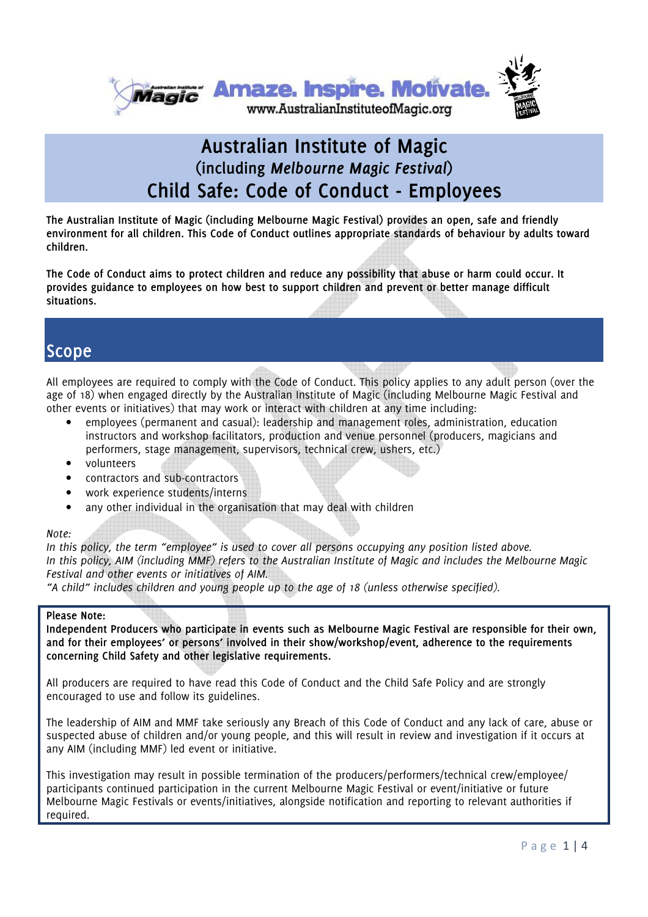Amaze. Inspire. Motivate.
www.AustralianInstituteofMagic.org

# Australian Institute of Magic
## (including *Melbourne Magic Festival*)
# Child Safe: Code of Conduct - Employees

**The Australian Institute of Magic (including Melbourne Magic Festival) provides an open, safe and friendly environment for all children. This Code of Conduct outlines appropriate standards of behaviour by adults toward children.**

**The Code of Conduct aims to protect children and reduce any possibility that abuse or harm could occur. It provides guidance to employees on how best to support children and prevent or better manage difficult situations.**

## Scope

All employees are required to comply with the Code of Conduct. This policy applies to any adult person (over the age of 18) when engaged directly by the Australian Institute of Magic (including Melbourne Magic Festival and other events or initiatives) that may work or interact with children at any time including:

- employees (permanent and casual): leadership and management roles, administration, education instructors and workshop facilitators, production and venue personnel (producers, magicians and performers, stage management, supervisors, technical crew, ushers, etc.)
- volunteers
- contractors and sub-contractors
- work experience students/interns
- any other individual in the organisation that may deal with children

*Note:*
*In this policy, the term "employee" is used to cover all persons occupying any position listed above.*
*In this policy, AIM (including MMF) refers to the Australian Institute of Magic and includes the Melbourne Magic Festival and other events or initiatives of AIM.*
*"A child" includes children and young people up to the age of 18 (unless otherwise specified).*

**Please Note:**
**Independent Producers who participate in events such as Melbourne Magic Festival are responsible for their own, and for their employees' or persons' involved in their show/workshop/event, adherence to the requirements concerning Child Safety and other legislative requirements.**

All producers are required to have read this Code of Conduct and the Child Safe Policy and are strongly encouraged to use and follow its guidelines.

The leadership of AIM and MMF take seriously any Breach of this Code of Conduct and any lack of care, abuse or suspected abuse of children and/or young people, and this will result in review and investigation if it occurs at any AIM (including MMF) led event or initiative.

This investigation may result in possible termination of the producers/performers/technical crew/employee/participants continued participation in the current Melbourne Magic Festival or event/initiative or future Melbourne Magic Festivals or events/initiatives, alongside notification and reporting to relevant authorities if required.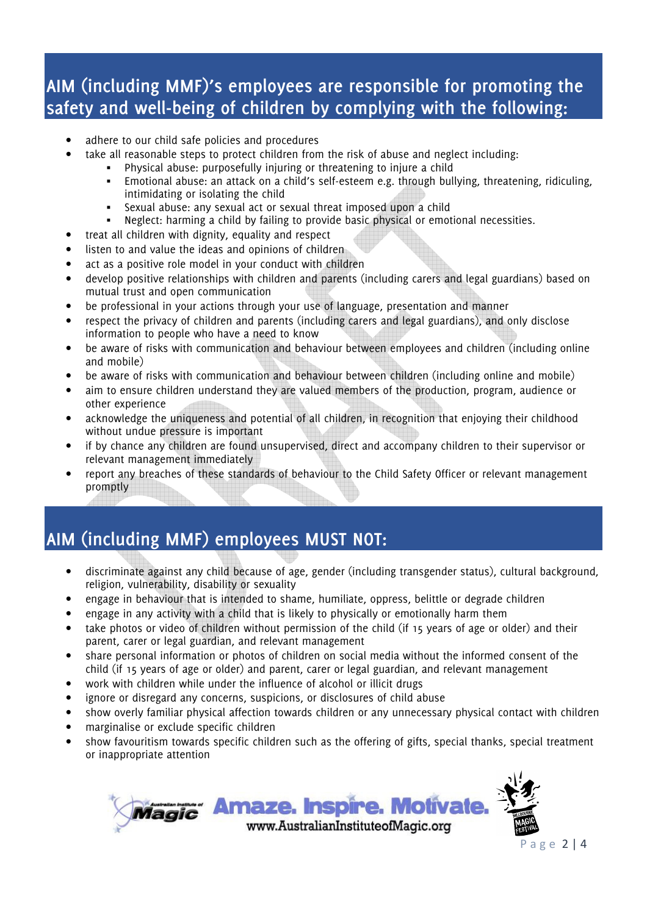## AIM (including MMF)'s employees are responsible for promoting the safety and well-being of children by complying with the following:

- adhere to our child safe policies and procedures
- take all reasonable steps to protect children from the risk of abuse and neglect including:
  - Physical abuse: purposefully injuring or threatening to injure a child
  - Emotional abuse: an attack on a child's self-esteem e.g. through bullying, threatening, ridiculing, intimidating or isolating the child
  - Sexual abuse: any sexual act or sexual threat imposed upon a child
  - Neglect: harming a child by failing to provide basic physical or emotional necessities.
- treat all children with dignity, equality and respect
- listen to and value the ideas and opinions of children
- act as a positive role model in your conduct with children
- develop positive relationships with children and parents (including carers and legal guardians) based on mutual trust and open communication
- be professional in your actions through your use of language, presentation and manner
- respect the privacy of children and parents (including carers and legal guardians), and only disclose information to people who have a need to know
- be aware of risks with communication and behaviour between employees and children (including online and mobile)
- be aware of risks with communication and behaviour between children (including online and mobile)
- aim to ensure children understand they are valued members of the production, program, audience or other experience
- acknowledge the uniqueness and potential of all children, in recognition that enjoying their childhood without undue pressure is important
- if by chance any children are found unsupervised, direct and accompany children to their supervisor or relevant management immediately
- report any breaches of these standards of behaviour to the Child Safety Officer or relevant management promptly

## AIM (including MMF) employees MUST NOT:

- discriminate against any child because of age, gender (including transgender status), cultural background, religion, vulnerability, disability or sexuality
- engage in behaviour that is intended to shame, humiliate, oppress, belittle or degrade children
- engage in any activity with a child that is likely to physically or emotionally harm them
- take photos or video of children without permission of the child (if 15 years of age or older) and their parent, carer or legal guardian, and relevant management
- share personal information or photos of children on social media without the informed consent of the child (if 15 years of age or older) and parent, carer or legal guardian, and relevant management
- work with children while under the influence of alcohol or illicit drugs
- ignore or disregard any concerns, suspicions, or disclosures of child abuse
- show overly familiar physical affection towards children or any unnecessary physical contact with children
- marginalise or exclude specific children
- show favouritism towards specific children such as the offering of gifts, special thanks, special treatment or inappropriate attention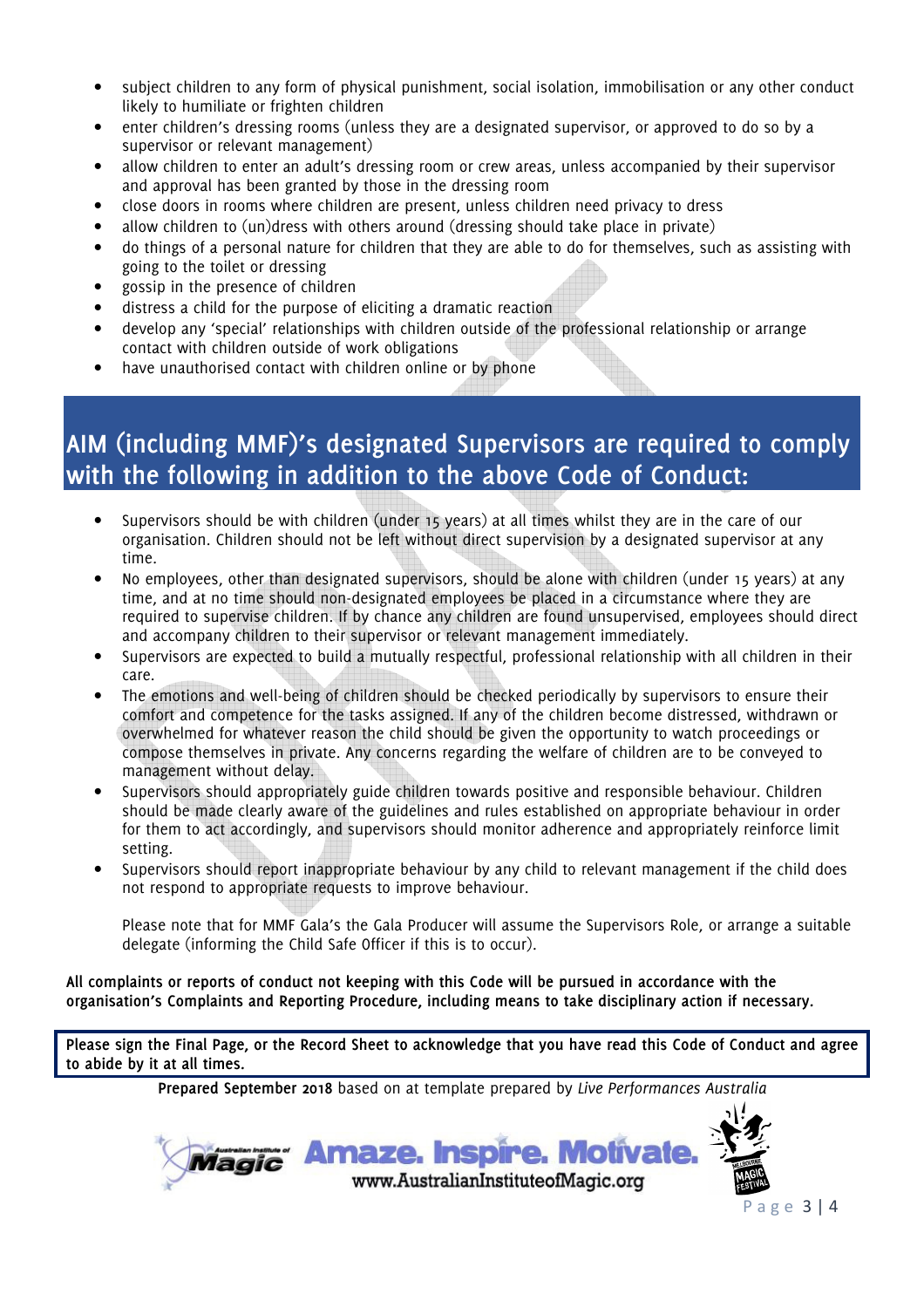- subject children to any form of physical punishment, social isolation, immobilisation or any other conduct likely to humiliate or frighten children
- enter children's dressing rooms (unless they are a designated supervisor, or approved to do so by a supervisor or relevant management)
- allow children to enter an adult's dressing room or crew areas, unless accompanied by their supervisor and approval has been granted by those in the dressing room
- close doors in rooms where children are present, unless children need privacy to dress
- allow children to (un)dress with others around (dressing should take place in private)
- do things of a personal nature for children that they are able to do for themselves, such as assisting with going to the toilet or dressing
- gossip in the presence of children
- distress a child for the purpose of eliciting a dramatic reaction
- develop any 'special' relationships with children outside of the professional relationship or arrange contact with children outside of work obligations
- have unauthorised contact with children online or by phone

## AIM (including MMF)'s designated Supervisors are required to comply with the following in addition to the above Code of Conduct:

- Supervisors should be with children (under 15 years) at all times whilst they are in the care of our organisation. Children should not be left without direct supervision by a designated supervisor at any time.
- No employees, other than designated supervisors, should be alone with children (under 15 years) at any time, and at no time should non-designated employees be placed in a circumstance where they are required to supervise children. If by chance any children are found unsupervised, employees should direct and accompany children to their supervisor or relevant management immediately.
- Supervisors are expected to build a mutually respectful, professional relationship with all children in their care.
- The emotions and well-being of children should be checked periodically by supervisors to ensure their comfort and competence for the tasks assigned. If any of the children become distressed, withdrawn or overwhelmed for whatever reason the child should be given the opportunity to watch proceedings or compose themselves in private. Any concerns regarding the welfare of children are to be conveyed to management without delay.
- Supervisors should appropriately guide children towards positive and responsible behaviour. Children should be made clearly aware of the guidelines and rules established on appropriate behaviour in order for them to act accordingly, and supervisors should monitor adherence and appropriately reinforce limit setting.
- Supervisors should report inappropriate behaviour by any child to relevant management if the child does not respond to appropriate requests to improve behaviour.

  Please note that for MMF Gala's the Gala Producer will assume the Supervisors Role, or arrange a suitable delegate (informing the Child Safe Officer if this is to occur).

**All complaints or reports of conduct not keeping with this Code will be pursued in accordance with the organisation's Complaints and Reporting Procedure, including means to take disciplinary action if necessary.**

**Please sign the Final Page, or the Record Sheet to acknowledge that you have read this Code of Conduct and agree to abide by it at all times.**

**Prepared September 2018** based on at template prepared by *Live Performances Australia*

Amaze. Inspire. Motivate.
www.AustralianInstituteofMagic.org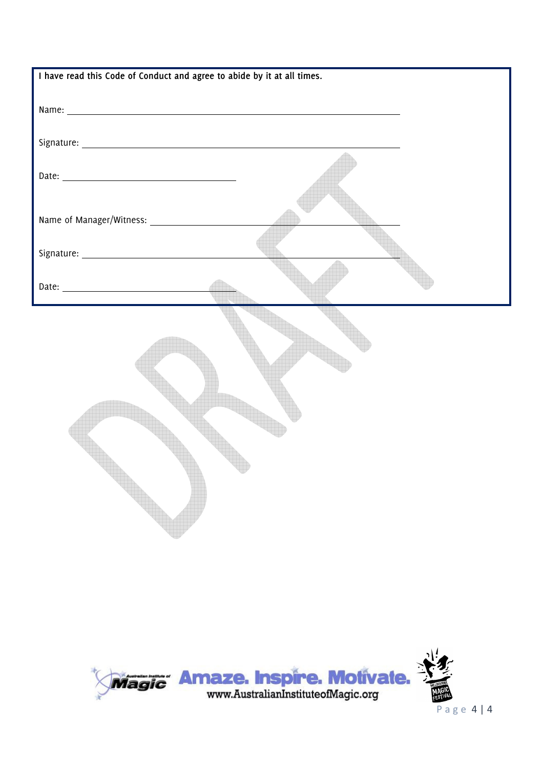**I have read this Code of Conduct and agree to abide by it at all times.**

Name: ______________________________________________

Signature: ______________________________________________

Date: ______________________

Name of Manager/Witness: ______________________________________________

Signature: ______________________________________________

Date: ______________________

Amaze. Inspire. Motivate.

www.AustralianInstituteofMagic.org